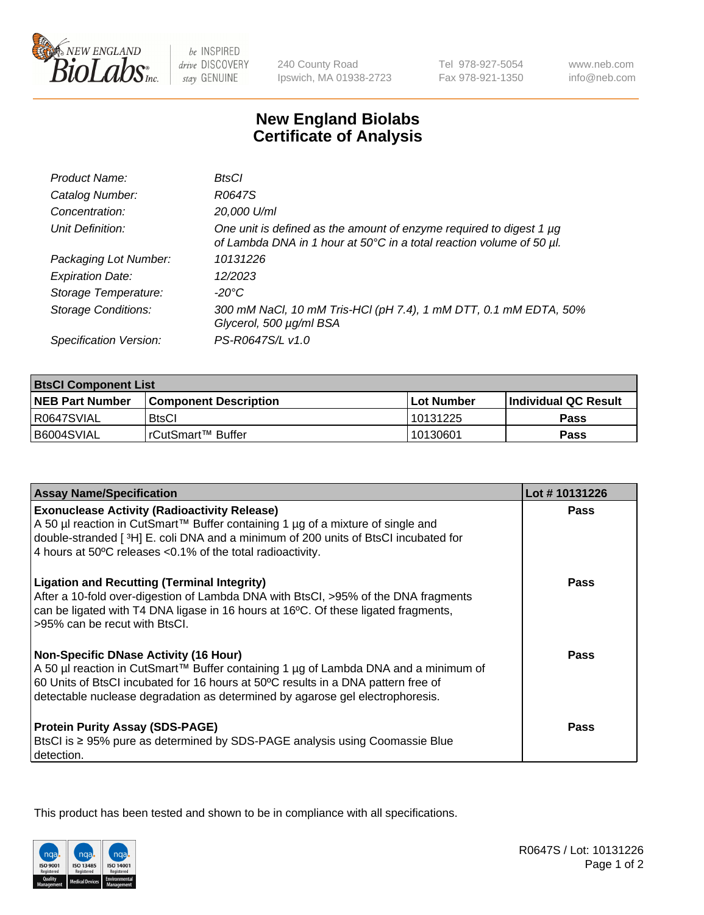# New England Biolabs Certificate of Analysis

| | |
|---|---|
| *Product Name:* | *BtsCI* |
| *Catalog Number:* | *R0647S* |
| *Concentration:* | *20,000 U/ml* |
| *Unit Definition:* | *One unit is defined as the amount of enzyme required to digest 1 µg of Lambda DNA in 1 hour at 50°C in a total reaction volume of 50 µl.* |
| *Packaging Lot Number:* | *10131226* |
| *Expiration Date:* | *12/2023* |
| *Storage Temperature:* | *-20°C* |
| *Storage Conditions:* | *300 mM NaCl, 10 mM Tris-HCl (pH 7.4), 1 mM DTT, 0.1 mM EDTA, 50% Glycerol, 500 µg/ml BSA* |
| *Specification Version:* | *PS-R0647S/L v1.0* |

| **BtsCI Component List** | | | |
|---|---|---|---|
| **NEB Part Number** | **Component Description** | **Lot Number** | **Individual QC Result** |
| R0647SVIAL | BtsCI | 10131225 | **Pass** |
| B6004SVIAL | rCutSmart™ Buffer | 10130601 | **Pass** |

| **Assay Name/Specification** | **Lot # 10131226** |
|---|---|
| **Exonuclease Activity (Radioactivity Release)**<br>A 50 µl reaction in CutSmart™ Buffer containing 1 µg of a mixture of single and double-stranded [ $^3$H] E. coli DNA and a minimum of 200 units of BtsCI incubated for 4 hours at 50ºC releases <0.1% of the total radioactivity. | **Pass** |
| **Ligation and Recutting (Terminal Integrity)**<br>After a 10-fold over-digestion of Lambda DNA with BtsCI, >95% of the DNA fragments can be ligated with T4 DNA ligase in 16 hours at 16ºC. Of these ligated fragments, >95% can be recut with BtsCI. | **Pass** |
| **Non-Specific DNase Activity (16 Hour)**<br>A 50 µl reaction in CutSmart™ Buffer containing 1 µg of Lambda DNA and a minimum of 60 Units of BtsCI incubated for 16 hours at 50ºC results in a DNA pattern free of detectable nuclease degradation as determined by agarose gel electrophoresis. | **Pass** |
| **Protein Purity Assay (SDS-PAGE)**<br>BtsCI is ≥ 95% pure as determined by SDS-PAGE analysis using Coomassie Blue detection. | **Pass** |

This product has been tested and shown to be in compliance with all specifications.

R0647S / Lot: 10131226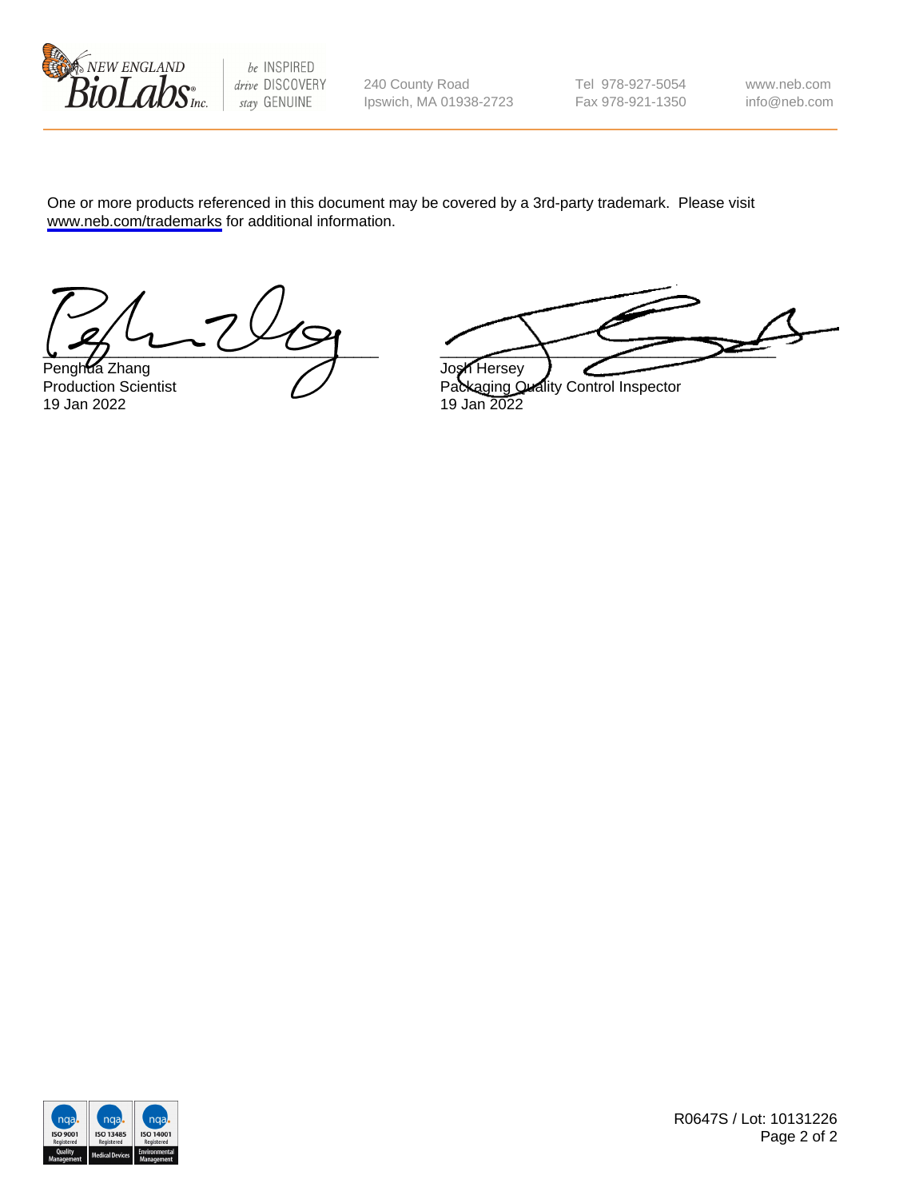One or more products referenced in this document may be covered by a 3rd-party trademark. Please visit www.neb.com/trademarks for additional information.

Penghua Zhang
Production Scientist
19 Jan 2022

Josh Hersey
Packaging Quality Control Inspector
19 Jan 2022

R0647S / Lot: 10131226